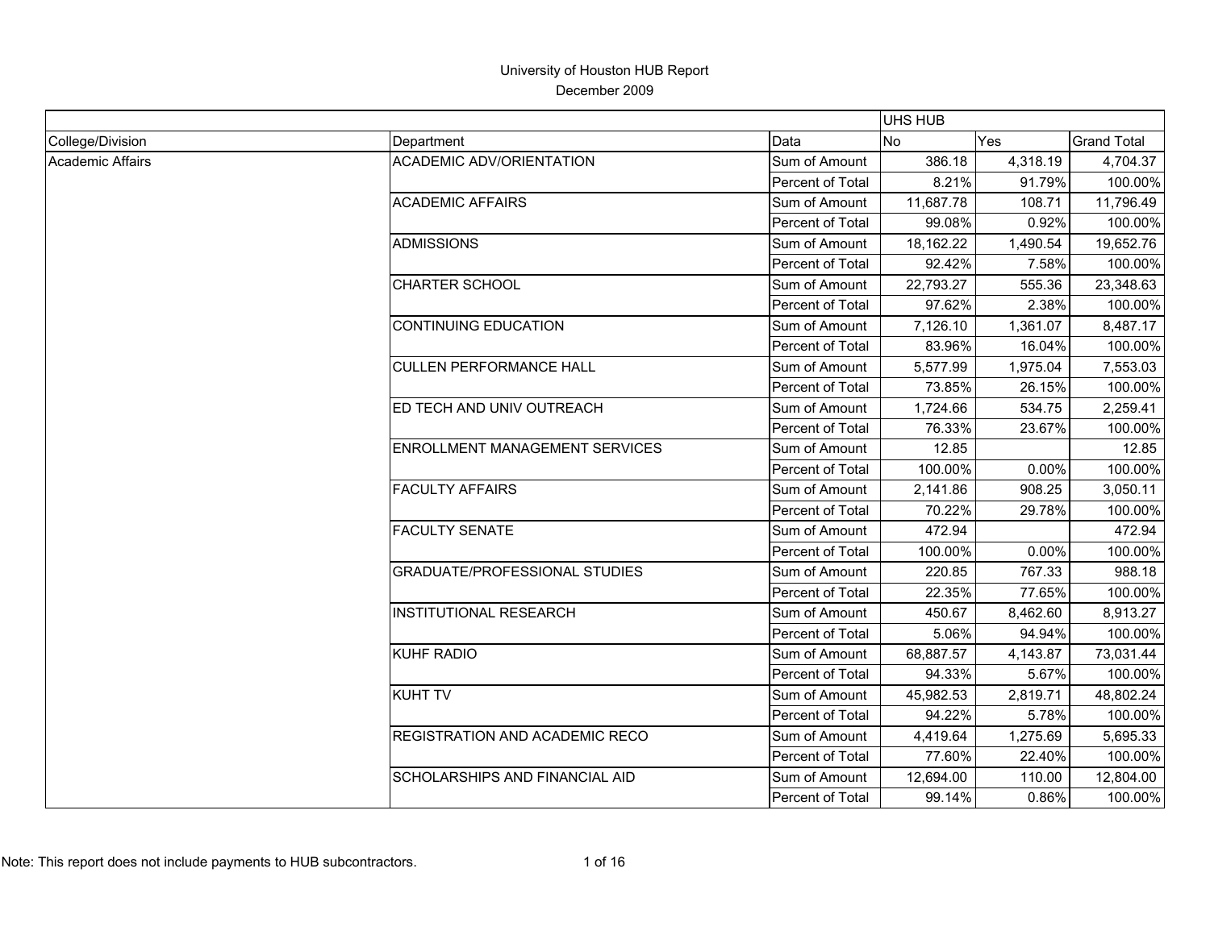# University of Houston HUB Report

December 2009

| | | | UHS HUB | | |
|---|---|---|---|---|---|
| College/Division | Department | Data | No | Yes | Grand Total |
| Academic Affairs | ACADEMIC ADV/ORIENTATION | Sum of Amount | 386.18 | 4,318.19 | 4,704.37 |
| | | Percent of Total | 8.21% | 91.79% | 100.00% |
| | ACADEMIC AFFAIRS | Sum of Amount | 11,687.78 | 108.71 | 11,796.49 |
| | | Percent of Total | 99.08% | 0.92% | 100.00% |
| | ADMISSIONS | Sum of Amount | 18,162.22 | 1,490.54 | 19,652.76 |
| | | Percent of Total | 92.42% | 7.58% | 100.00% |
| | CHARTER SCHOOL | Sum of Amount | 22,793.27 | 555.36 | 23,348.63 |
| | | Percent of Total | 97.62% | 2.38% | 100.00% |
| | CONTINUING EDUCATION | Sum of Amount | 7,126.10 | 1,361.07 | 8,487.17 |
| | | Percent of Total | 83.96% | 16.04% | 100.00% |
| | CULLEN PERFORMANCE HALL | Sum of Amount | 5,577.99 | 1,975.04 | 7,553.03 |
| | | Percent of Total | 73.85% | 26.15% | 100.00% |
| | ED TECH AND UNIV OUTREACH | Sum of Amount | 1,724.66 | 534.75 | 2,259.41 |
| | | Percent of Total | 76.33% | 23.67% | 100.00% |
| | ENROLLMENT MANAGEMENT SERVICES | Sum of Amount | 12.85 | | 12.85 |
| | | Percent of Total | 100.00% | 0.00% | 100.00% |
| | FACULTY AFFAIRS | Sum of Amount | 2,141.86 | 908.25 | 3,050.11 |
| | | Percent of Total | 70.22% | 29.78% | 100.00% |
| | FACULTY SENATE | Sum of Amount | 472.94 | | 472.94 |
| | | Percent of Total | 100.00% | 0.00% | 100.00% |
| | GRADUATE/PROFESSIONAL STUDIES | Sum of Amount | 220.85 | 767.33 | 988.18 |
| | | Percent of Total | 22.35% | 77.65% | 100.00% |
| | INSTITUTIONAL RESEARCH | Sum of Amount | 450.67 | 8,462.60 | 8,913.27 |
| | | Percent of Total | 5.06% | 94.94% | 100.00% |
| | KUHF RADIO | Sum of Amount | 68,887.57 | 4,143.87 | 73,031.44 |
| | | Percent of Total | 94.33% | 5.67% | 100.00% |
| | KUHT TV | Sum of Amount | 45,982.53 | 2,819.71 | 48,802.24 |
| | | Percent of Total | 94.22% | 5.78% | 100.00% |
| | REGISTRATION AND ACADEMIC RECO | Sum of Amount | 4,419.64 | 1,275.69 | 5,695.33 |
| | | Percent of Total | 77.60% | 22.40% | 100.00% |
| | SCHOLARSHIPS AND FINANCIAL AID | Sum of Amount | 12,694.00 | 110.00 | 12,804.00 |
| | | Percent of Total | 99.14% | 0.86% | 100.00% |

Note: This report does not include payments to HUB subcontractors.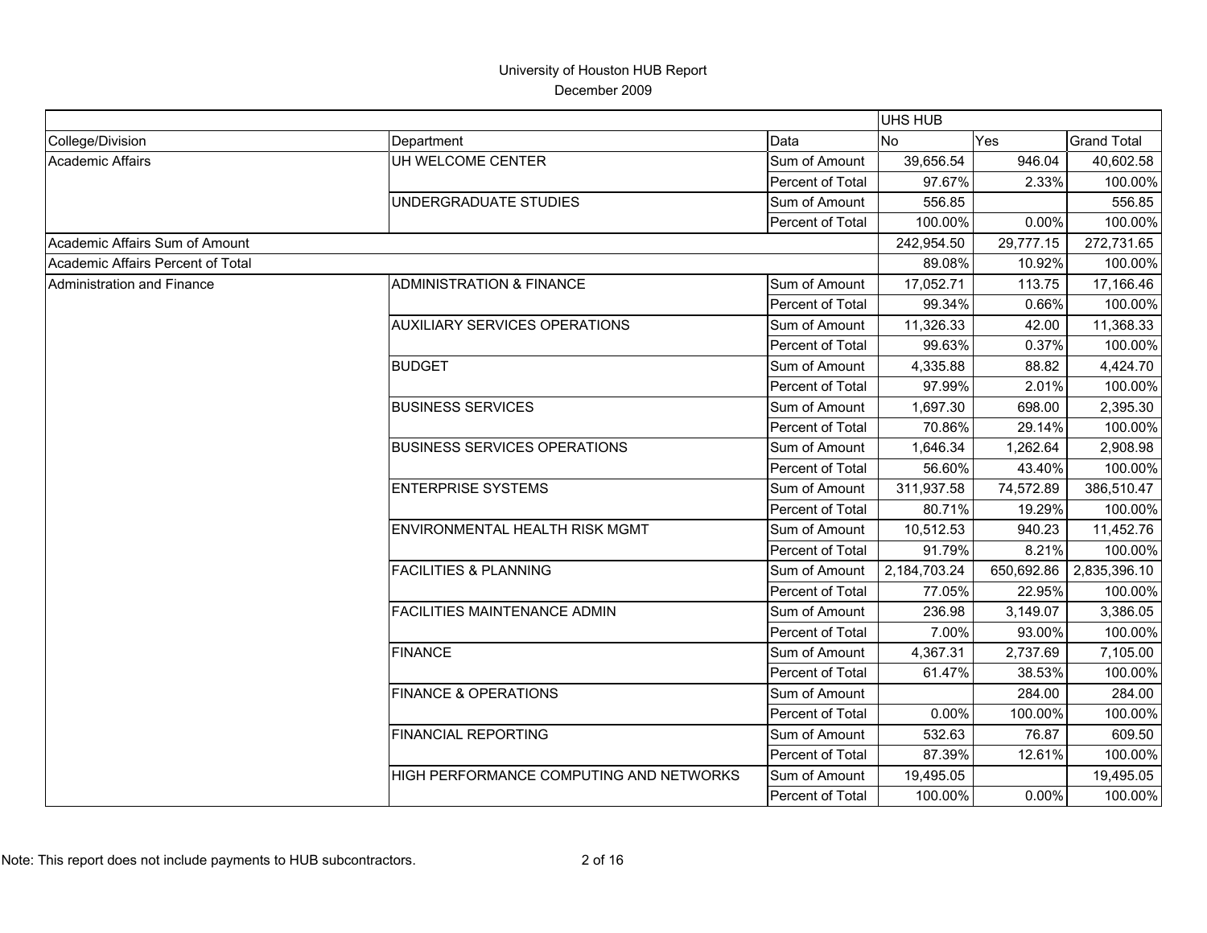# University of Houston HUB Report

December 2009

| | | | UHS HUB | | |
|---|---|---|---|---|---|
| College/Division | Department | Data | No | Yes | Grand Total |
| Academic Affairs | UH WELCOME CENTER | Sum of Amount | 39,656.54 | 946.04 | 40,602.58 |
| | | Percent of Total | 97.67% | 2.33% | 100.00% |
| | UNDERGRADUATE STUDIES | Sum of Amount | 556.85 | | 556.85 |
| | | Percent of Total | 100.00% | 0.00% | 100.00% |
| Academic Affairs Sum of Amount | | | 242,954.50 | 29,777.15 | 272,731.65 |
| Academic Affairs Percent of Total | | | 89.08% | 10.92% | 100.00% |
| Administration and Finance | ADMINISTRATION & FINANCE | Sum of Amount | 17,052.71 | 113.75 | 17,166.46 |
| | | Percent of Total | 99.34% | 0.66% | 100.00% |
| | AUXILIARY SERVICES OPERATIONS | Sum of Amount | 11,326.33 | 42.00 | 11,368.33 |
| | | Percent of Total | 99.63% | 0.37% | 100.00% |
| | BUDGET | Sum of Amount | 4,335.88 | 88.82 | 4,424.70 |
| | | Percent of Total | 97.99% | 2.01% | 100.00% |
| | BUSINESS SERVICES | Sum of Amount | 1,697.30 | 698.00 | 2,395.30 |
| | | Percent of Total | 70.86% | 29.14% | 100.00% |
| | BUSINESS SERVICES OPERATIONS | Sum of Amount | 1,646.34 | 1,262.64 | 2,908.98 |
| | | Percent of Total | 56.60% | 43.40% | 100.00% |
| | ENTERPRISE SYSTEMS | Sum of Amount | 311,937.58 | 74,572.89 | 386,510.47 |
| | | Percent of Total | 80.71% | 19.29% | 100.00% |
| | ENVIRONMENTAL HEALTH RISK MGMT | Sum of Amount | 10,512.53 | 940.23 | 11,452.76 |
| | | Percent of Total | 91.79% | 8.21% | 100.00% |
| | FACILITIES & PLANNING | Sum of Amount | 2,184,703.24 | 650,692.86 | 2,835,396.10 |
| | | Percent of Total | 77.05% | 22.95% | 100.00% |
| | FACILITIES MAINTENANCE ADMIN | Sum of Amount | 236.98 | 3,149.07 | 3,386.05 |
| | | Percent of Total | 7.00% | 93.00% | 100.00% |
| | FINANCE | Sum of Amount | 4,367.31 | 2,737.69 | 7,105.00 |
| | | Percent of Total | 61.47% | 38.53% | 100.00% |
| | FINANCE & OPERATIONS | Sum of Amount | | 284.00 | 284.00 |
| | | Percent of Total | 0.00% | 100.00% | 100.00% |
| | FINANCIAL REPORTING | Sum of Amount | 532.63 | 76.87 | 609.50 |
| | | Percent of Total | 87.39% | 12.61% | 100.00% |
| | HIGH PERFORMANCE COMPUTING AND NETWORKS | Sum of Amount | 19,495.05 | | 19,495.05 |
| | | Percent of Total | 100.00% | 0.00% | 100.00% |

Note: This report does not include payments to HUB subcontractors.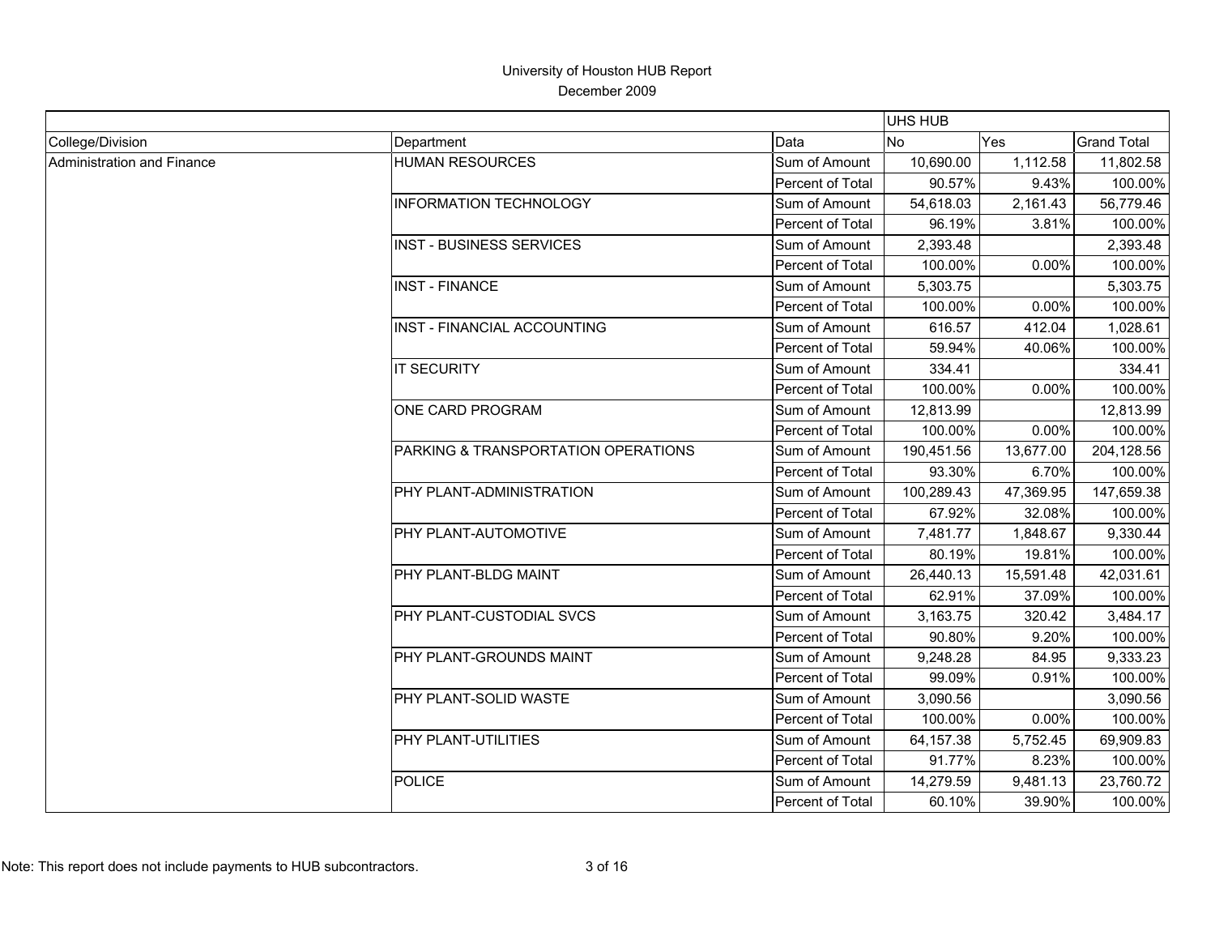# University of Houston HUB Report

December 2009

| | | | UHS HUB | | |
|---|---|---|---|---|---|
| College/Division | Department | Data | No | Yes | Grand Total |
| Administration and Finance | HUMAN RESOURCES | Sum of Amount | 10,690.00 | 1,112.58 | 11,802.58 |
| | | Percent of Total | 90.57% | 9.43% | 100.00% |
| | INFORMATION TECHNOLOGY | Sum of Amount | 54,618.03 | 2,161.43 | 56,779.46 |
| | | Percent of Total | 96.19% | 3.81% | 100.00% |
| | INST - BUSINESS SERVICES | Sum of Amount | 2,393.48 | | 2,393.48 |
| | | Percent of Total | 100.00% | 0.00% | 100.00% |
| | INST - FINANCE | Sum of Amount | 5,303.75 | | 5,303.75 |
| | | Percent of Total | 100.00% | 0.00% | 100.00% |
| | INST - FINANCIAL ACCOUNTING | Sum of Amount | 616.57 | 412.04 | 1,028.61 |
| | | Percent of Total | 59.94% | 40.06% | 100.00% |
| | IT SECURITY | Sum of Amount | 334.41 | | 334.41 |
| | | Percent of Total | 100.00% | 0.00% | 100.00% |
| | ONE CARD PROGRAM | Sum of Amount | 12,813.99 | | 12,813.99 |
| | | Percent of Total | 100.00% | 0.00% | 100.00% |
| | PARKING & TRANSPORTATION OPERATIONS | Sum of Amount | 190,451.56 | 13,677.00 | 204,128.56 |
| | | Percent of Total | 93.30% | 6.70% | 100.00% |
| | PHY PLANT-ADMINISTRATION | Sum of Amount | 100,289.43 | 47,369.95 | 147,659.38 |
| | | Percent of Total | 67.92% | 32.08% | 100.00% |
| | PHY PLANT-AUTOMOTIVE | Sum of Amount | 7,481.77 | 1,848.67 | 9,330.44 |
| | | Percent of Total | 80.19% | 19.81% | 100.00% |
| | PHY PLANT-BLDG MAINT | Sum of Amount | 26,440.13 | 15,591.48 | 42,031.61 |
| | | Percent of Total | 62.91% | 37.09% | 100.00% |
| | PHY PLANT-CUSTODIAL SVCS | Sum of Amount | 3,163.75 | 320.42 | 3,484.17 |
| | | Percent of Total | 90.80% | 9.20% | 100.00% |
| | PHY PLANT-GROUNDS MAINT | Sum of Amount | 9,248.28 | 84.95 | 9,333.23 |
| | | Percent of Total | 99.09% | 0.91% | 100.00% |
| | PHY PLANT-SOLID WASTE | Sum of Amount | 3,090.56 | | 3,090.56 |
| | | Percent of Total | 100.00% | 0.00% | 100.00% |
| | PHY PLANT-UTILITIES | Sum of Amount | 64,157.38 | 5,752.45 | 69,909.83 |
| | | Percent of Total | 91.77% | 8.23% | 100.00% |
| | POLICE | Sum of Amount | 14,279.59 | 9,481.13 | 23,760.72 |
| | | Percent of Total | 60.10% | 39.90% | 100.00% |

Note: This report does not include payments to HUB subcontractors.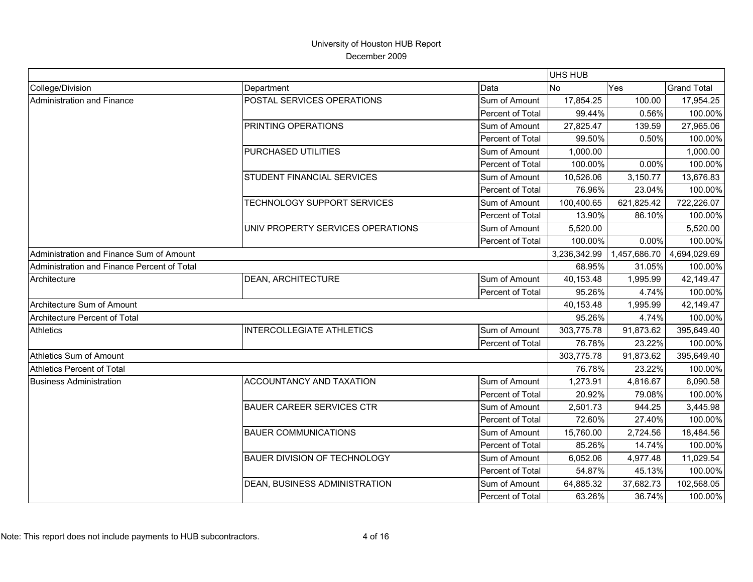# University of Houston HUB Report

December 2009

| | | | UHS HUB | | |
|---|---|---|---|---|---|
| College/Division | Department | Data | No | Yes | Grand Total |
| Administration and Finance | POSTAL SERVICES OPERATIONS | Sum of Amount | 17,854.25 | 100.00 | 17,954.25 |
| | | Percent of Total | 99.44% | 0.56% | 100.00% |
| | PRINTING OPERATIONS | Sum of Amount | 27,825.47 | 139.59 | 27,965.06 |
| | | Percent of Total | 99.50% | 0.50% | 100.00% |
| | PURCHASED UTILITIES | Sum of Amount | 1,000.00 | | 1,000.00 |
| | | Percent of Total | 100.00% | 0.00% | 100.00% |
| | STUDENT FINANCIAL SERVICES | Sum of Amount | 10,526.06 | 3,150.77 | 13,676.83 |
| | | Percent of Total | 76.96% | 23.04% | 100.00% |
| | TECHNOLOGY SUPPORT SERVICES | Sum of Amount | 100,400.65 | 621,825.42 | 722,226.07 |
| | | Percent of Total | 13.90% | 86.10% | 100.00% |
| | UNIV PROPERTY SERVICES OPERATIONS | Sum of Amount | 5,520.00 | | 5,520.00 |
| | | Percent of Total | 100.00% | 0.00% | 100.00% |
| Administration and Finance Sum of Amount | | | 3,236,342.99 | 1,457,686.70 | 4,694,029.69 |
| Administration and Finance Percent of Total | | | 68.95% | 31.05% | 100.00% |
| Architecture | DEAN, ARCHITECTURE | Sum of Amount | 40,153.48 | 1,995.99 | 42,149.47 |
| | | Percent of Total | 95.26% | 4.74% | 100.00% |
| Architecture Sum of Amount | | | 40,153.48 | 1,995.99 | 42,149.47 |
| Architecture Percent of Total | | | 95.26% | 4.74% | 100.00% |
| Athletics | INTERCOLLEGIATE ATHLETICS | Sum of Amount | 303,775.78 | 91,873.62 | 395,649.40 |
| | | Percent of Total | 76.78% | 23.22% | 100.00% |
| Athletics Sum of Amount | | | 303,775.78 | 91,873.62 | 395,649.40 |
| Athletics Percent of Total | | | 76.78% | 23.22% | 100.00% |
| Business Administration | ACCOUNTANCY AND TAXATION | Sum of Amount | 1,273.91 | 4,816.67 | 6,090.58 |
| | | Percent of Total | 20.92% | 79.08% | 100.00% |
| | BAUER CAREER SERVICES CTR | Sum of Amount | 2,501.73 | 944.25 | 3,445.98 |
| | | Percent of Total | 72.60% | 27.40% | 100.00% |
| | BAUER COMMUNICATIONS | Sum of Amount | 15,760.00 | 2,724.56 | 18,484.56 |
| | | Percent of Total | 85.26% | 14.74% | 100.00% |
| | BAUER DIVISION OF TECHNOLOGY | Sum of Amount | 6,052.06 | 4,977.48 | 11,029.54 |
| | | Percent of Total | 54.87% | 45.13% | 100.00% |
| | DEAN, BUSINESS ADMINISTRATION | Sum of Amount | 64,885.32 | 37,682.73 | 102,568.05 |
| | | Percent of Total | 63.26% | 36.74% | 100.00% |

Note: This report does not include payments to HUB subcontractors.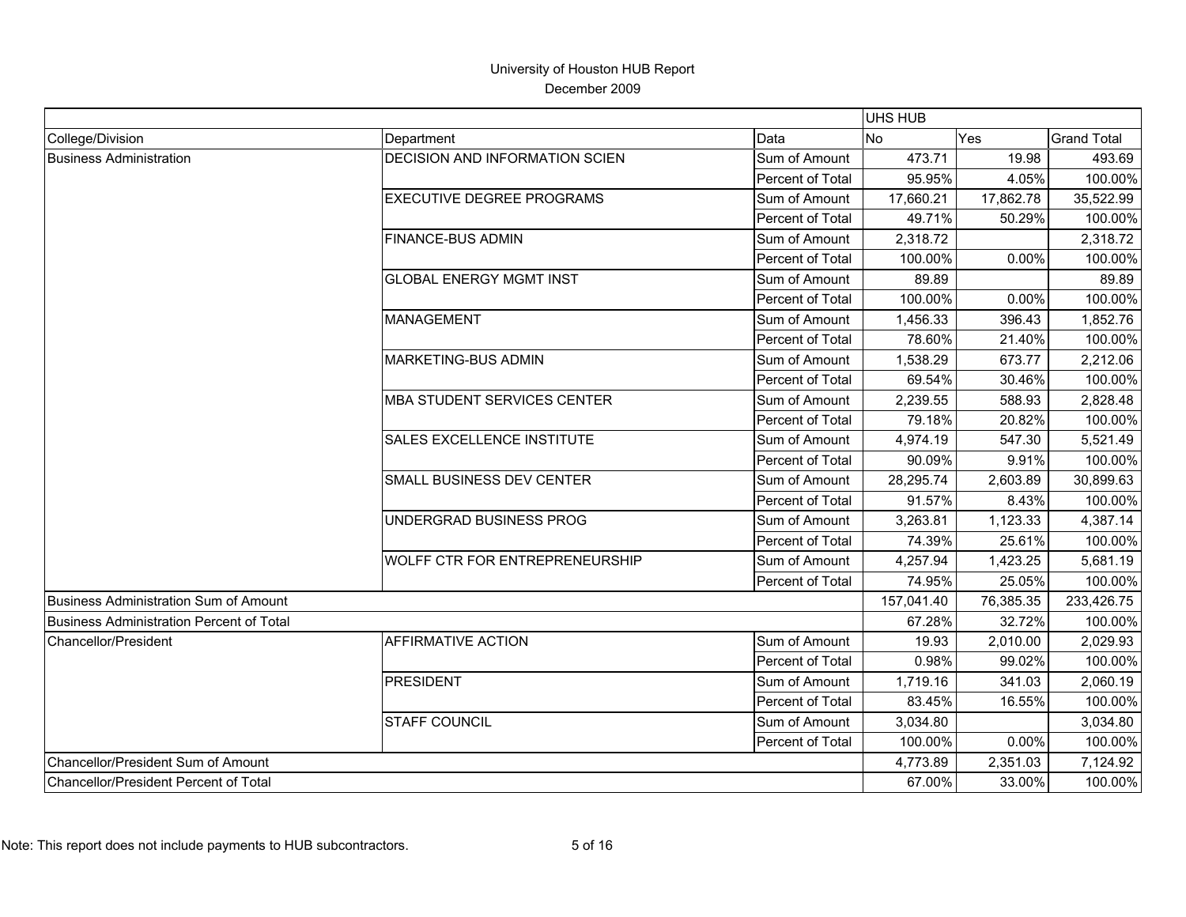# University of Houston HUB Report

December 2009

| | | | UHS HUB | | |
|---|---|---|---|---|---|
| College/Division | Department | Data | No | Yes | Grand Total |
| Business Administration | DECISION AND INFORMATION SCIEN | Sum of Amount | 473.71 | 19.98 | 493.69 |
| | | Percent of Total | 95.95% | 4.05% | 100.00% |
| | EXECUTIVE DEGREE PROGRAMS | Sum of Amount | 17,660.21 | 17,862.78 | 35,522.99 |
| | | Percent of Total | 49.71% | 50.29% | 100.00% |
| | FINANCE-BUS ADMIN | Sum of Amount | 2,318.72 | | 2,318.72 |
| | | Percent of Total | 100.00% | 0.00% | 100.00% |
| | GLOBAL ENERGY MGMT INST | Sum of Amount | 89.89 | | 89.89 |
| | | Percent of Total | 100.00% | 0.00% | 100.00% |
| | MANAGEMENT | Sum of Amount | 1,456.33 | 396.43 | 1,852.76 |
| | | Percent of Total | 78.60% | 21.40% | 100.00% |
| | MARKETING-BUS ADMIN | Sum of Amount | 1,538.29 | 673.77 | 2,212.06 |
| | | Percent of Total | 69.54% | 30.46% | 100.00% |
| | MBA STUDENT SERVICES CENTER | Sum of Amount | 2,239.55 | 588.93 | 2,828.48 |
| | | Percent of Total | 79.18% | 20.82% | 100.00% |
| | SALES EXCELLENCE INSTITUTE | Sum of Amount | 4,974.19 | 547.30 | 5,521.49 |
| | | Percent of Total | 90.09% | 9.91% | 100.00% |
| | SMALL BUSINESS DEV CENTER | Sum of Amount | 28,295.74 | 2,603.89 | 30,899.63 |
| | | Percent of Total | 91.57% | 8.43% | 100.00% |
| | UNDERGRAD BUSINESS PROG | Sum of Amount | 3,263.81 | 1,123.33 | 4,387.14 |
| | | Percent of Total | 74.39% | 25.61% | 100.00% |
| | WOLFF CTR FOR ENTREPRENEURSHIP | Sum of Amount | 4,257.94 | 1,423.25 | 5,681.19 |
| | | Percent of Total | 74.95% | 25.05% | 100.00% |
| Business Administration Sum of Amount | | | 157,041.40 | 76,385.35 | 233,426.75 |
| Business Administration Percent of Total | | | 67.28% | 32.72% | 100.00% |
| Chancellor/President | AFFIRMATIVE ACTION | Sum of Amount | 19.93 | 2,010.00 | 2,029.93 |
| | | Percent of Total | 0.98% | 99.02% | 100.00% |
| | PRESIDENT | Sum of Amount | 1,719.16 | 341.03 | 2,060.19 |
| | | Percent of Total | 83.45% | 16.55% | 100.00% |
| | STAFF COUNCIL | Sum of Amount | 3,034.80 | | 3,034.80 |
| | | Percent of Total | 100.00% | 0.00% | 100.00% |
| Chancellor/President Sum of Amount | | | 4,773.89 | 2,351.03 | 7,124.92 |
| Chancellor/President Percent of Total | | | 67.00% | 33.00% | 100.00% |

Note: This report does not include payments to HUB subcontractors.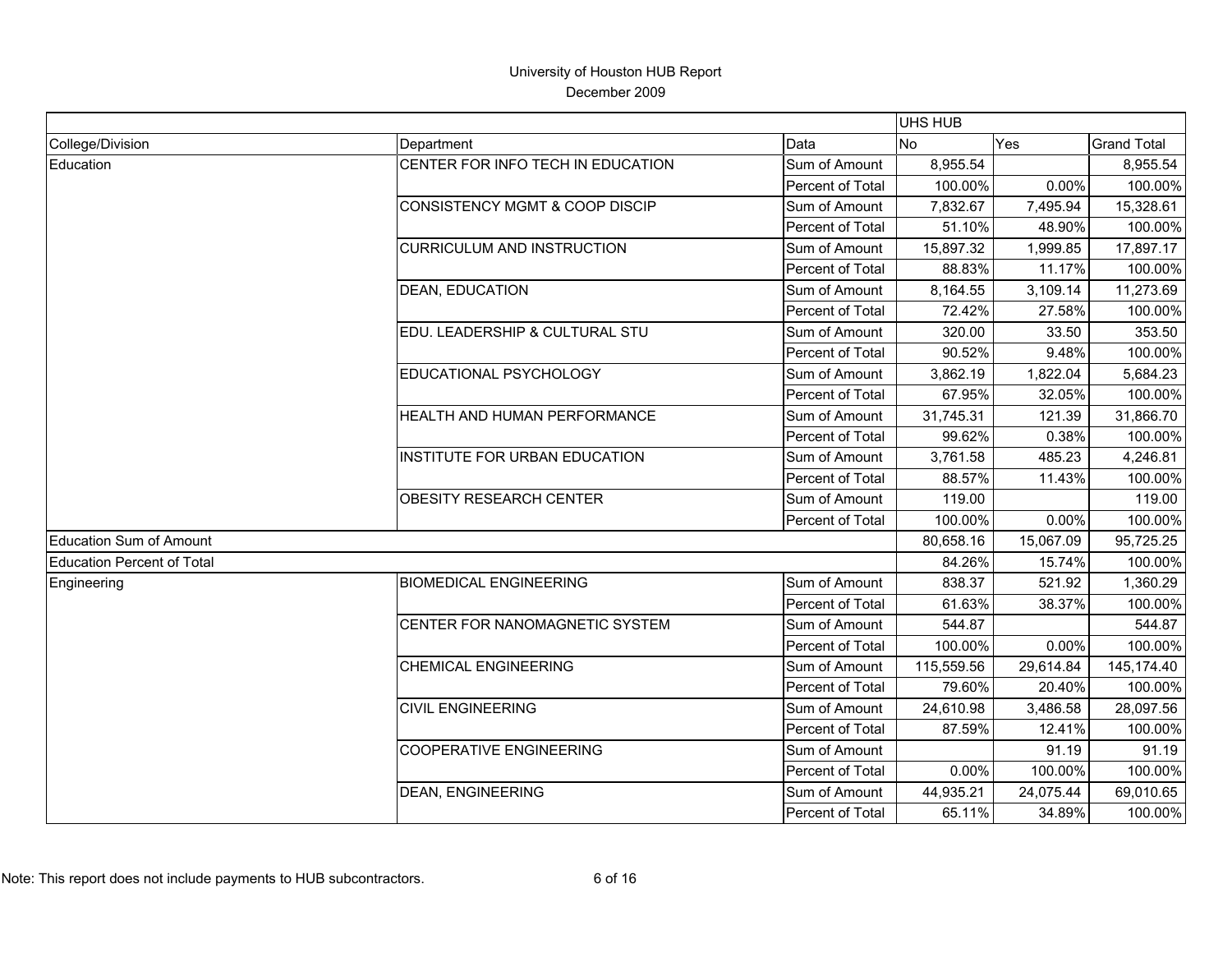# University of Houston HUB Report

December 2009

| College/Division | Department | Data | UHS HUB No | Yes | Grand Total |
|---|---|---|---|---|---|
| Education | CENTER FOR INFO TECH IN EDUCATION | Sum of Amount | 8,955.54 | | 8,955.54 |
| | | Percent of Total | 100.00% | 0.00% | 100.00% |
| | CONSISTENCY MGMT & COOP DISCIP | Sum of Amount | 7,832.67 | 7,495.94 | 15,328.61 |
| | | Percent of Total | 51.10% | 48.90% | 100.00% |
| | CURRICULUM AND INSTRUCTION | Sum of Amount | 15,897.32 | 1,999.85 | 17,897.17 |
| | | Percent of Total | 88.83% | 11.17% | 100.00% |
| | DEAN, EDUCATION | Sum of Amount | 8,164.55 | 3,109.14 | 11,273.69 |
| | | Percent of Total | 72.42% | 27.58% | 100.00% |
| | EDU. LEADERSHIP & CULTURAL STU | Sum of Amount | 320.00 | 33.50 | 353.50 |
| | | Percent of Total | 90.52% | 9.48% | 100.00% |
| | EDUCATIONAL PSYCHOLOGY | Sum of Amount | 3,862.19 | 1,822.04 | 5,684.23 |
| | | Percent of Total | 67.95% | 32.05% | 100.00% |
| | HEALTH AND HUMAN PERFORMANCE | Sum of Amount | 31,745.31 | 121.39 | 31,866.70 |
| | | Percent of Total | 99.62% | 0.38% | 100.00% |
| | INSTITUTE FOR URBAN EDUCATION | Sum of Amount | 3,761.58 | 485.23 | 4,246.81 |
| | | Percent of Total | 88.57% | 11.43% | 100.00% |
| | OBESITY RESEARCH CENTER | Sum of Amount | 119.00 | | 119.00 |
| | | Percent of Total | 100.00% | 0.00% | 100.00% |
| Education Sum of Amount | | | 80,658.16 | 15,067.09 | 95,725.25 |
| Education Percent of Total | | | 84.26% | 15.74% | 100.00% |
| Engineering | BIOMEDICAL ENGINEERING | Sum of Amount | 838.37 | 521.92 | 1,360.29 |
| | | Percent of Total | 61.63% | 38.37% | 100.00% |
| | CENTER FOR NANOMAGNETIC SYSTEM | Sum of Amount | 544.87 | | 544.87 |
| | | Percent of Total | 100.00% | 0.00% | 100.00% |
| | CHEMICAL ENGINEERING | Sum of Amount | 115,559.56 | 29,614.84 | 145,174.40 |
| | | Percent of Total | 79.60% | 20.40% | 100.00% |
| | CIVIL ENGINEERING | Sum of Amount | 24,610.98 | 3,486.58 | 28,097.56 |
| | | Percent of Total | 87.59% | 12.41% | 100.00% |
| | COOPERATIVE ENGINEERING | Sum of Amount | | 91.19 | 91.19 |
| | | Percent of Total | 0.00% | 100.00% | 100.00% |
| | DEAN, ENGINEERING | Sum of Amount | 44,935.21 | 24,075.44 | 69,010.65 |
| | | Percent of Total | 65.11% | 34.89% | 100.00% |

Note: This report does not include payments to HUB subcontractors.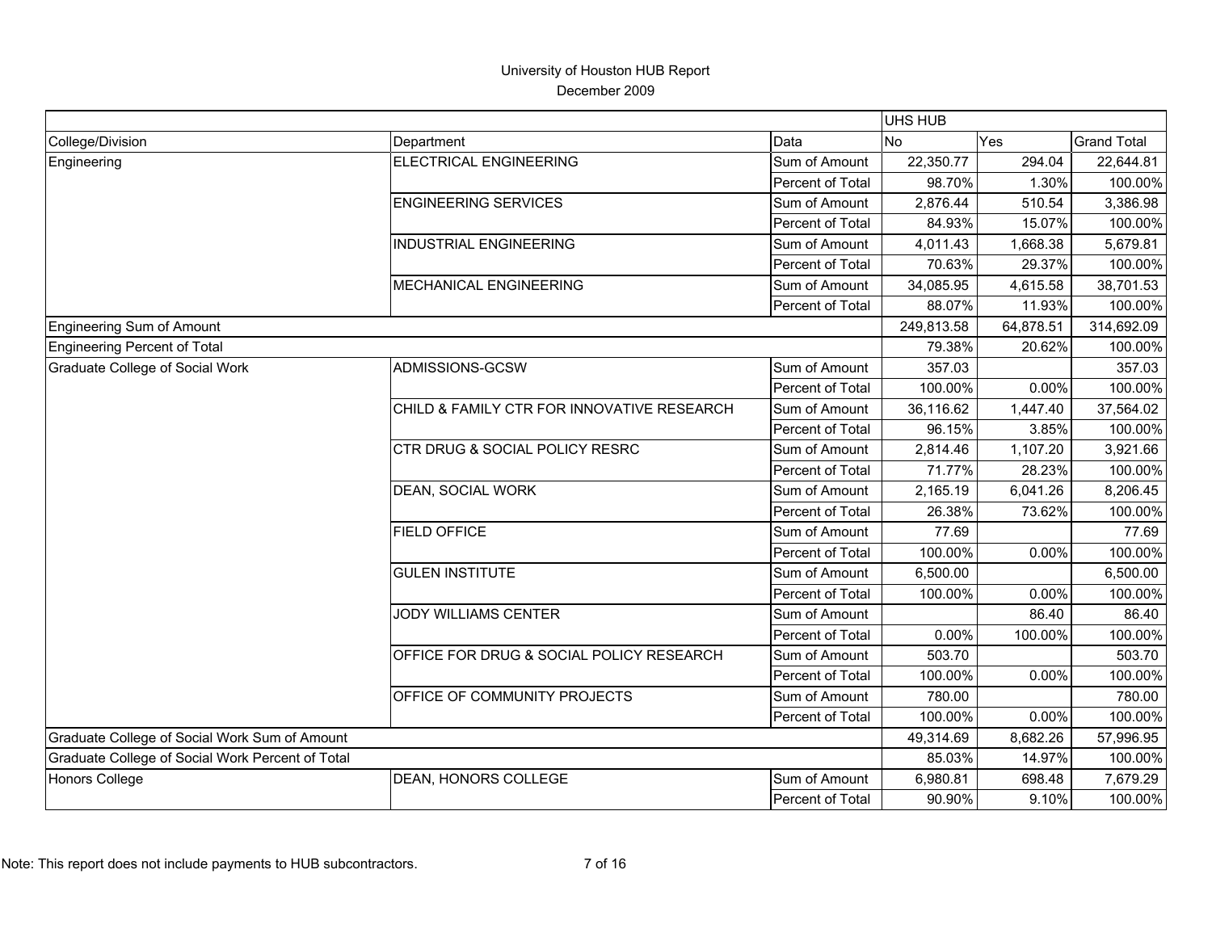# University of Houston HUB Report

December 2009

| | | | UHS HUB | | |
|---|---|---|---|---|---|
| College/Division | Department | Data | No | Yes | Grand Total |
| Engineering | ELECTRICAL ENGINEERING | Sum of Amount | 22,350.77 | 294.04 | 22,644.81 |
| | | Percent of Total | 98.70% | 1.30% | 100.00% |
| | ENGINEERING SERVICES | Sum of Amount | 2,876.44 | 510.54 | 3,386.98 |
| | | Percent of Total | 84.93% | 15.07% | 100.00% |
| | INDUSTRIAL ENGINEERING | Sum of Amount | 4,011.43 | 1,668.38 | 5,679.81 |
| | | Percent of Total | 70.63% | 29.37% | 100.00% |
| | MECHANICAL ENGINEERING | Sum of Amount | 34,085.95 | 4,615.58 | 38,701.53 |
| | | Percent of Total | 88.07% | 11.93% | 100.00% |
| Engineering Sum of Amount | | | 249,813.58 | 64,878.51 | 314,692.09 |
| Engineering Percent of Total | | | 79.38% | 20.62% | 100.00% |
| Graduate College of Social Work | ADMISSIONS-GCSW | Sum of Amount | 357.03 | | 357.03 |
| | | Percent of Total | 100.00% | 0.00% | 100.00% |
| | CHILD & FAMILY CTR FOR INNOVATIVE RESEARCH | Sum of Amount | 36,116.62 | 1,447.40 | 37,564.02 |
| | | Percent of Total | 96.15% | 3.85% | 100.00% |
| | CTR DRUG & SOCIAL POLICY RESRC | Sum of Amount | 2,814.46 | 1,107.20 | 3,921.66 |
| | | Percent of Total | 71.77% | 28.23% | 100.00% |
| | DEAN, SOCIAL WORK | Sum of Amount | 2,165.19 | 6,041.26 | 8,206.45 |
| | | Percent of Total | 26.38% | 73.62% | 100.00% |
| | FIELD OFFICE | Sum of Amount | 77.69 | | 77.69 |
| | | Percent of Total | 100.00% | 0.00% | 100.00% |
| | GULEN INSTITUTE | Sum of Amount | 6,500.00 | | 6,500.00 |
| | | Percent of Total | 100.00% | 0.00% | 100.00% |
| | JODY WILLIAMS CENTER | Sum of Amount | | 86.40 | 86.40 |
| | | Percent of Total | 0.00% | 100.00% | 100.00% |
| | OFFICE FOR DRUG & SOCIAL POLICY RESEARCH | Sum of Amount | 503.70 | | 503.70 |
| | | Percent of Total | 100.00% | 0.00% | 100.00% |
| | OFFICE OF COMMUNITY PROJECTS | Sum of Amount | 780.00 | | 780.00 |
| | | Percent of Total | 100.00% | 0.00% | 100.00% |
| Graduate College of Social Work Sum of Amount | | | 49,314.69 | 8,682.26 | 57,996.95 |
| Graduate College of Social Work Percent of Total | | | 85.03% | 14.97% | 100.00% |
| Honors College | DEAN, HONORS COLLEGE | Sum of Amount | 6,980.81 | 698.48 | 7,679.29 |
| | | Percent of Total | 90.90% | 9.10% | 100.00% |

Note: This report does not include payments to HUB subcontractors.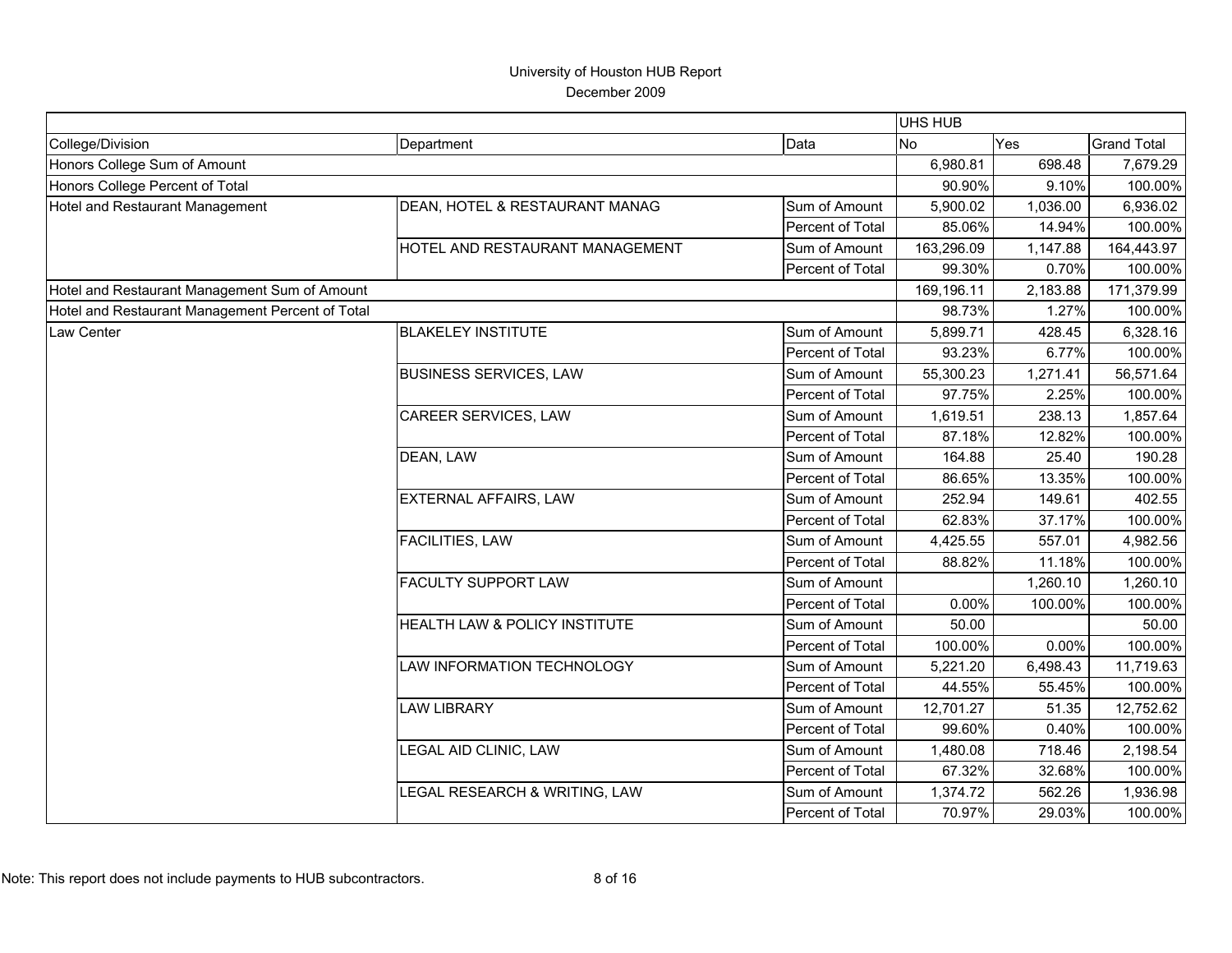University of Houston HUB Report
December 2009

| | | | UHS HUB | | |
|---|---|---|---|---|---|
| College/Division | Department | Data | No | Yes | Grand Total |
| Honors College Sum of Amount | | | 6,980.81 | 698.48 | 7,679.29 |
| Honors College Percent of Total | | | 90.90% | 9.10% | 100.00% |
| Hotel and Restaurant Management | DEAN, HOTEL & RESTAURANT MANAG | Sum of Amount | 5,900.02 | 1,036.00 | 6,936.02 |
| | | Percent of Total | 85.06% | 14.94% | 100.00% |
| | HOTEL AND RESTAURANT MANAGEMENT | Sum of Amount | 163,296.09 | 1,147.88 | 164,443.97 |
| | | Percent of Total | 99.30% | 0.70% | 100.00% |
| Hotel and Restaurant Management Sum of Amount | | | 169,196.11 | 2,183.88 | 171,379.99 |
| Hotel and Restaurant Management Percent of Total | | | 98.73% | 1.27% | 100.00% |
| Law Center | BLAKELEY INSTITUTE | Sum of Amount | 5,899.71 | 428.45 | 6,328.16 |
| | | Percent of Total | 93.23% | 6.77% | 100.00% |
| | BUSINESS SERVICES, LAW | Sum of Amount | 55,300.23 | 1,271.41 | 56,571.64 |
| | | Percent of Total | 97.75% | 2.25% | 100.00% |
| | CAREER SERVICES, LAW | Sum of Amount | 1,619.51 | 238.13 | 1,857.64 |
| | | Percent of Total | 87.18% | 12.82% | 100.00% |
| | DEAN, LAW | Sum of Amount | 164.88 | 25.40 | 190.28 |
| | | Percent of Total | 86.65% | 13.35% | 100.00% |
| | EXTERNAL AFFAIRS, LAW | Sum of Amount | 252.94 | 149.61 | 402.55 |
| | | Percent of Total | 62.83% | 37.17% | 100.00% |
| | FACILITIES, LAW | Sum of Amount | 4,425.55 | 557.01 | 4,982.56 |
| | | Percent of Total | 88.82% | 11.18% | 100.00% |
| | FACULTY SUPPORT LAW | Sum of Amount | | 1,260.10 | 1,260.10 |
| | | Percent of Total | 0.00% | 100.00% | 100.00% |
| | HEALTH LAW & POLICY INSTITUTE | Sum of Amount | 50.00 | | 50.00 |
| | | Percent of Total | 100.00% | 0.00% | 100.00% |
| | LAW INFORMATION TECHNOLOGY | Sum of Amount | 5,221.20 | 6,498.43 | 11,719.63 |
| | | Percent of Total | 44.55% | 55.45% | 100.00% |
| | LAW LIBRARY | Sum of Amount | 12,701.27 | 51.35 | 12,752.62 |
| | | Percent of Total | 99.60% | 0.40% | 100.00% |
| | LEGAL AID CLINIC, LAW | Sum of Amount | 1,480.08 | 718.46 | 2,198.54 |
| | | Percent of Total | 67.32% | 32.68% | 100.00% |
| | LEGAL RESEARCH & WRITING, LAW | Sum of Amount | 1,374.72 | 562.26 | 1,936.98 |
| | | Percent of Total | 70.97% | 29.03% | 100.00% |

Note: This report does not include payments to HUB subcontractors.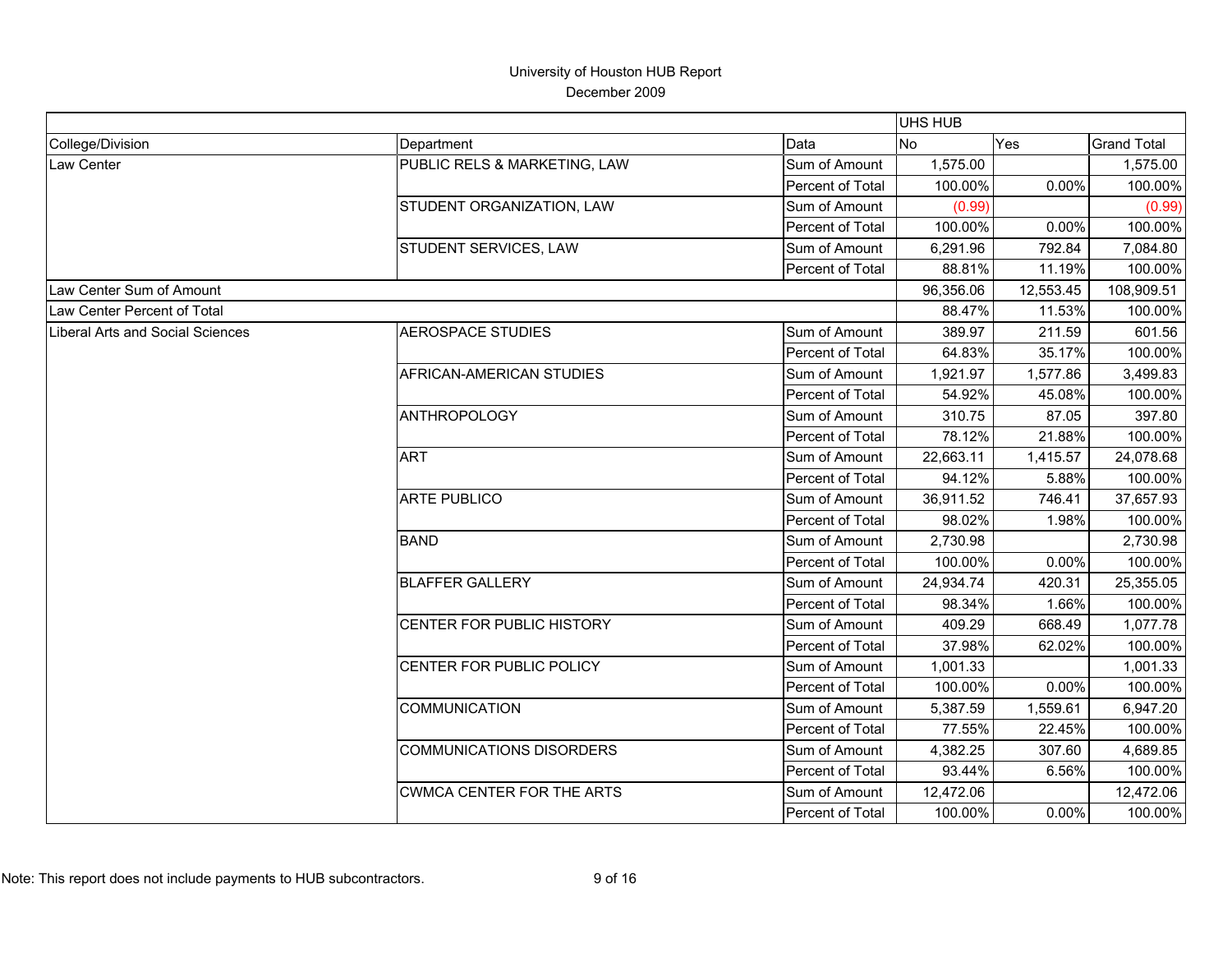University of Houston HUB Report

December 2009

| | | | UHS HUB | | |
|---|---|---|---|---|---|
| College/Division | Department | Data | No | Yes | Grand Total |
| Law Center | PUBLIC RELS & MARKETING, LAW | Sum of Amount | 1,575.00 | | 1,575.00 |
| | | Percent of Total | 100.00% | 0.00% | 100.00% |
| | STUDENT ORGANIZATION, LAW | Sum of Amount | (0.99) | | (0.99) |
| | | Percent of Total | 100.00% | 0.00% | 100.00% |
| | STUDENT SERVICES, LAW | Sum of Amount | 6,291.96 | 792.84 | 7,084.80 |
| | | Percent of Total | 88.81% | 11.19% | 100.00% |
| Law Center Sum of Amount | | | 96,356.06 | 12,553.45 | 108,909.51 |
| Law Center Percent of Total | | | 88.47% | 11.53% | 100.00% |
| Liberal Arts and Social Sciences | AEROSPACE STUDIES | Sum of Amount | 389.97 | 211.59 | 601.56 |
| | | Percent of Total | 64.83% | 35.17% | 100.00% |
| | AFRICAN-AMERICAN STUDIES | Sum of Amount | 1,921.97 | 1,577.86 | 3,499.83 |
| | | Percent of Total | 54.92% | 45.08% | 100.00% |
| | ANTHROPOLOGY | Sum of Amount | 310.75 | 87.05 | 397.80 |
| | | Percent of Total | 78.12% | 21.88% | 100.00% |
| | ART | Sum of Amount | 22,663.11 | 1,415.57 | 24,078.68 |
| | | Percent of Total | 94.12% | 5.88% | 100.00% |
| | ARTE PUBLICO | Sum of Amount | 36,911.52 | 746.41 | 37,657.93 |
| | | Percent of Total | 98.02% | 1.98% | 100.00% |
| | BAND | Sum of Amount | 2,730.98 | | 2,730.98 |
| | | Percent of Total | 100.00% | 0.00% | 100.00% |
| | BLAFFER GALLERY | Sum of Amount | 24,934.74 | 420.31 | 25,355.05 |
| | | Percent of Total | 98.34% | 1.66% | 100.00% |
| | CENTER FOR PUBLIC HISTORY | Sum of Amount | 409.29 | 668.49 | 1,077.78 |
| | | Percent of Total | 37.98% | 62.02% | 100.00% |
| | CENTER FOR PUBLIC POLICY | Sum of Amount | 1,001.33 | | 1,001.33 |
| | | Percent of Total | 100.00% | 0.00% | 100.00% |
| | COMMUNICATION | Sum of Amount | 5,387.59 | 1,559.61 | 6,947.20 |
| | | Percent of Total | 77.55% | 22.45% | 100.00% |
| | COMMUNICATIONS DISORDERS | Sum of Amount | 4,382.25 | 307.60 | 4,689.85 |
| | | Percent of Total | 93.44% | 6.56% | 100.00% |
| | CWMCA CENTER FOR THE ARTS | Sum of Amount | 12,472.06 | | 12,472.06 |
| | | Percent of Total | 100.00% | 0.00% | 100.00% |

Note: This report does not include payments to HUB subcontractors.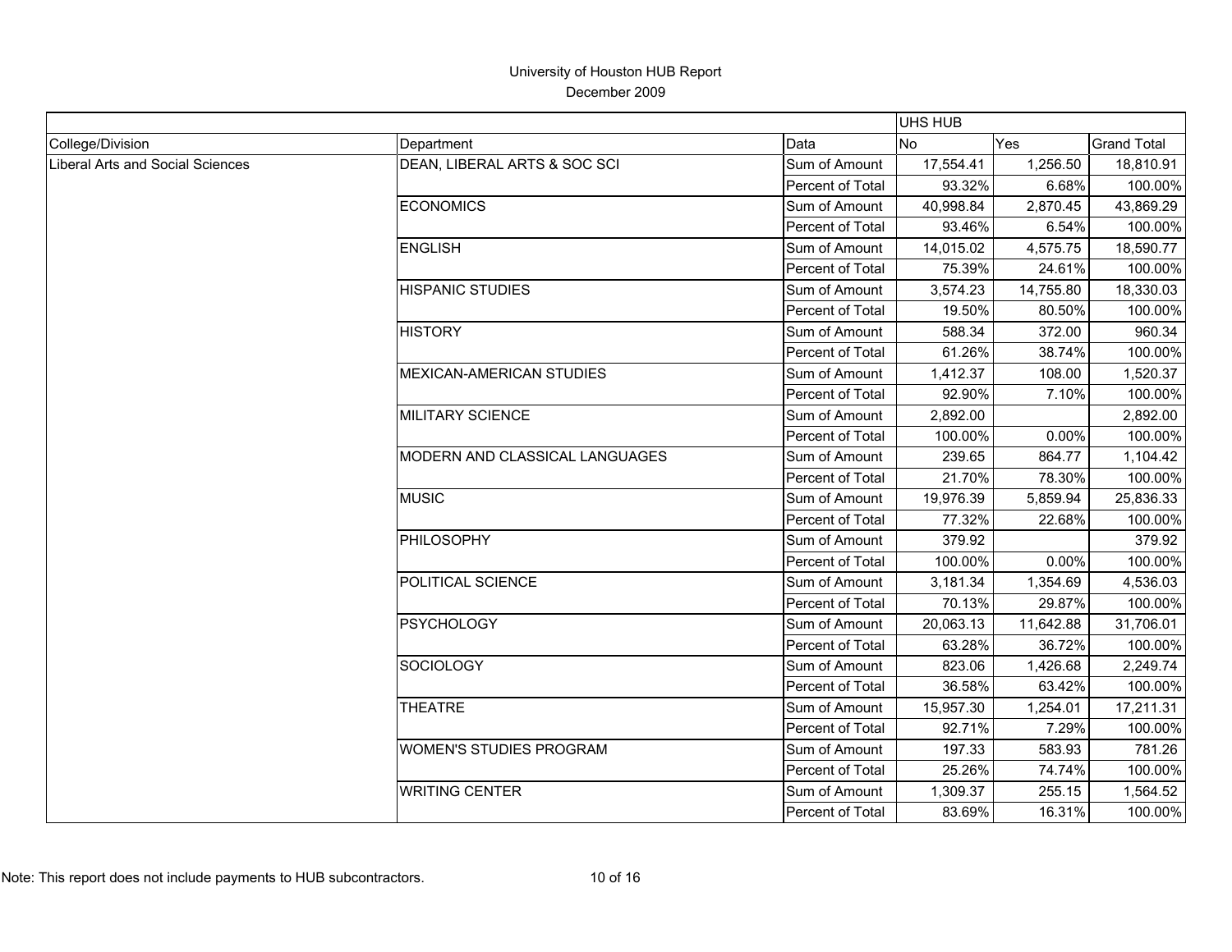# University of Houston HUB Report

December 2009

| | | | UHS HUB | | |
|---|---|---|---|---|---|
| College/Division | Department | Data | No | Yes | Grand Total |
| Liberal Arts and Social Sciences | DEAN, LIBERAL ARTS & SOC SCI | Sum of Amount | 17,554.41 | 1,256.50 | 18,810.91 |
| | | Percent of Total | 93.32% | 6.68% | 100.00% |
| | ECONOMICS | Sum of Amount | 40,998.84 | 2,870.45 | 43,869.29 |
| | | Percent of Total | 93.46% | 6.54% | 100.00% |
| | ENGLISH | Sum of Amount | 14,015.02 | 4,575.75 | 18,590.77 |
| | | Percent of Total | 75.39% | 24.61% | 100.00% |
| | HISPANIC STUDIES | Sum of Amount | 3,574.23 | 14,755.80 | 18,330.03 |
| | | Percent of Total | 19.50% | 80.50% | 100.00% |
| | HISTORY | Sum of Amount | 588.34 | 372.00 | 960.34 |
| | | Percent of Total | 61.26% | 38.74% | 100.00% |
| | MEXICAN-AMERICAN STUDIES | Sum of Amount | 1,412.37 | 108.00 | 1,520.37 |
| | | Percent of Total | 92.90% | 7.10% | 100.00% |
| | MILITARY SCIENCE | Sum of Amount | 2,892.00 | | 2,892.00 |
| | | Percent of Total | 100.00% | 0.00% | 100.00% |
| | MODERN AND CLASSICAL LANGUAGES | Sum of Amount | 239.65 | 864.77 | 1,104.42 |
| | | Percent of Total | 21.70% | 78.30% | 100.00% |
| | MUSIC | Sum of Amount | 19,976.39 | 5,859.94 | 25,836.33 |
| | | Percent of Total | 77.32% | 22.68% | 100.00% |
| | PHILOSOPHY | Sum of Amount | 379.92 | | 379.92 |
| | | Percent of Total | 100.00% | 0.00% | 100.00% |
| | POLITICAL SCIENCE | Sum of Amount | 3,181.34 | 1,354.69 | 4,536.03 |
| | | Percent of Total | 70.13% | 29.87% | 100.00% |
| | PSYCHOLOGY | Sum of Amount | 20,063.13 | 11,642.88 | 31,706.01 |
| | | Percent of Total | 63.28% | 36.72% | 100.00% |
| | SOCIOLOGY | Sum of Amount | 823.06 | 1,426.68 | 2,249.74 |
| | | Percent of Total | 36.58% | 63.42% | 100.00% |
| | THEATRE | Sum of Amount | 15,957.30 | 1,254.01 | 17,211.31 |
| | | Percent of Total | 92.71% | 7.29% | 100.00% |
| | WOMEN'S STUDIES PROGRAM | Sum of Amount | 197.33 | 583.93 | 781.26 |
| | | Percent of Total | 25.26% | 74.74% | 100.00% |
| | WRITING CENTER | Sum of Amount | 1,309.37 | 255.15 | 1,564.52 |
| | | Percent of Total | 83.69% | 16.31% | 100.00% |

Note: This report does not include payments to HUB subcontractors.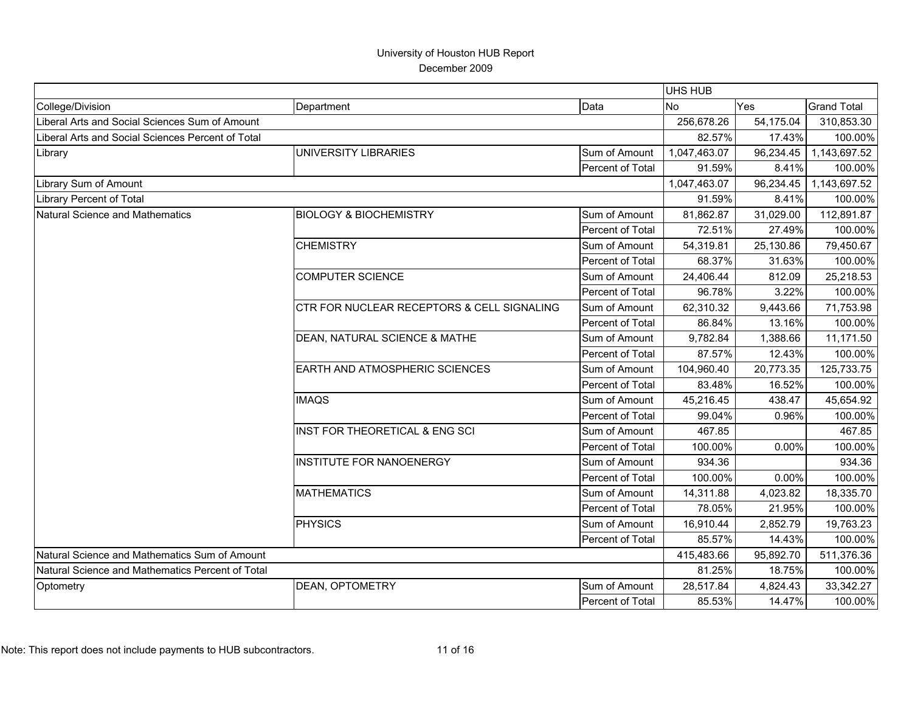# University of Houston HUB Report

December 2009

| | | | UHS HUB | | |
|---|---|---|---|---|---|
| College/Division | Department | Data | No | Yes | Grand Total |
| Liberal Arts and Social Sciences Sum of Amount | | | 256,678.26 | 54,175.04 | 310,853.30 |
| Liberal Arts and Social Sciences Percent of Total | | | 82.57% | 17.43% | 100.00% |
| Library | UNIVERSITY LIBRARIES | Sum of Amount | 1,047,463.07 | 96,234.45 | 1,143,697.52 |
| | | Percent of Total | 91.59% | 8.41% | 100.00% |
| Library Sum of Amount | | | 1,047,463.07 | 96,234.45 | 1,143,697.52 |
| Library Percent of Total | | | 91.59% | 8.41% | 100.00% |
| Natural Science and Mathematics | BIOLOGY & BIOCHEMISTRY | Sum of Amount | 81,862.87 | 31,029.00 | 112,891.87 |
| | | Percent of Total | 72.51% | 27.49% | 100.00% |
| | CHEMISTRY | Sum of Amount | 54,319.81 | 25,130.86 | 79,450.67 |
| | | Percent of Total | 68.37% | 31.63% | 100.00% |
| | COMPUTER SCIENCE | Sum of Amount | 24,406.44 | 812.09 | 25,218.53 |
| | | Percent of Total | 96.78% | 3.22% | 100.00% |
| | CTR FOR NUCLEAR RECEPTORS & CELL SIGNALING | Sum of Amount | 62,310.32 | 9,443.66 | 71,753.98 |
| | | Percent of Total | 86.84% | 13.16% | 100.00% |
| | DEAN, NATURAL SCIENCE & MATHE | Sum of Amount | 9,782.84 | 1,388.66 | 11,171.50 |
| | | Percent of Total | 87.57% | 12.43% | 100.00% |
| | EARTH AND ATMOSPHERIC SCIENCES | Sum of Amount | 104,960.40 | 20,773.35 | 125,733.75 |
| | | Percent of Total | 83.48% | 16.52% | 100.00% |
| | IMAQS | Sum of Amount | 45,216.45 | 438.47 | 45,654.92 |
| | | Percent of Total | 99.04% | 0.96% | 100.00% |
| | INST FOR THEORETICAL & ENG SCI | Sum of Amount | 467.85 | | 467.85 |
| | | Percent of Total | 100.00% | 0.00% | 100.00% |
| | INSTITUTE FOR NANOENERGY | Sum of Amount | 934.36 | | 934.36 |
| | | Percent of Total | 100.00% | 0.00% | 100.00% |
| | MATHEMATICS | Sum of Amount | 14,311.88 | 4,023.82 | 18,335.70 |
| | | Percent of Total | 78.05% | 21.95% | 100.00% |
| | PHYSICS | Sum of Amount | 16,910.44 | 2,852.79 | 19,763.23 |
| | | Percent of Total | 85.57% | 14.43% | 100.00% |
| Natural Science and Mathematics Sum of Amount | | | 415,483.66 | 95,892.70 | 511,376.36 |
| Natural Science and Mathematics Percent of Total | | | 81.25% | 18.75% | 100.00% |
| Optometry | DEAN, OPTOMETRY | Sum of Amount | 28,517.84 | 4,824.43 | 33,342.27 |
| | | Percent of Total | 85.53% | 14.47% | 100.00% |

Note: This report does not include payments to HUB subcontractors.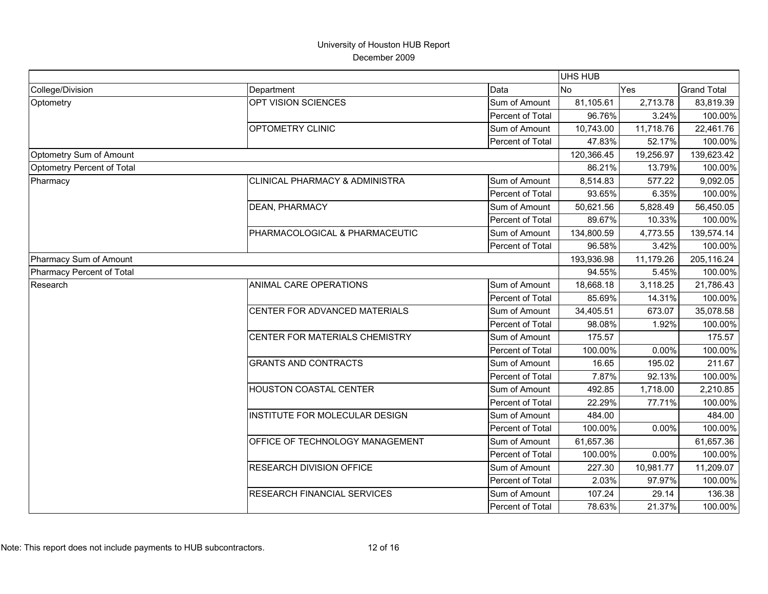# University of Houston HUB Report

December 2009

| | | | UHS HUB | | |
|---|---|---|---|---|---|
| College/Division | Department | Data | No | Yes | Grand Total |
| Optometry | OPT VISION SCIENCES | Sum of Amount | 81,105.61 | 2,713.78 | 83,819.39 |
| | | Percent of Total | 96.76% | 3.24% | 100.00% |
| | OPTOMETRY CLINIC | Sum of Amount | 10,743.00 | 11,718.76 | 22,461.76 |
| | | Percent of Total | 47.83% | 52.17% | 100.00% |
| Optometry Sum of Amount | | | 120,366.45 | 19,256.97 | 139,623.42 |
| Optometry Percent of Total | | | 86.21% | 13.79% | 100.00% |
| Pharmacy | CLINICAL PHARMACY & ADMINISTRA | Sum of Amount | 8,514.83 | 577.22 | 9,092.05 |
| | | Percent of Total | 93.65% | 6.35% | 100.00% |
| | DEAN, PHARMACY | Sum of Amount | 50,621.56 | 5,828.49 | 56,450.05 |
| | | Percent of Total | 89.67% | 10.33% | 100.00% |
| | PHARMACOLOGICAL & PHARMACEUTIC | Sum of Amount | 134,800.59 | 4,773.55 | 139,574.14 |
| | | Percent of Total | 96.58% | 3.42% | 100.00% |
| Pharmacy Sum of Amount | | | 193,936.98 | 11,179.26 | 205,116.24 |
| Pharmacy Percent of Total | | | 94.55% | 5.45% | 100.00% |
| Research | ANIMAL CARE OPERATIONS | Sum of Amount | 18,668.18 | 3,118.25 | 21,786.43 |
| | | Percent of Total | 85.69% | 14.31% | 100.00% |
| | CENTER FOR ADVANCED MATERIALS | Sum of Amount | 34,405.51 | 673.07 | 35,078.58 |
| | | Percent of Total | 98.08% | 1.92% | 100.00% |
| | CENTER FOR MATERIALS CHEMISTRY | Sum of Amount | 175.57 | | 175.57 |
| | | Percent of Total | 100.00% | 0.00% | 100.00% |
| | GRANTS AND CONTRACTS | Sum of Amount | 16.65 | 195.02 | 211.67 |
| | | Percent of Total | 7.87% | 92.13% | 100.00% |
| | HOUSTON COASTAL CENTER | Sum of Amount | 492.85 | 1,718.00 | 2,210.85 |
| | | Percent of Total | 22.29% | 77.71% | 100.00% |
| | INSTITUTE FOR MOLECULAR DESIGN | Sum of Amount | 484.00 | | 484.00 |
| | | Percent of Total | 100.00% | 0.00% | 100.00% |
| | OFFICE OF TECHNOLOGY MANAGEMENT | Sum of Amount | 61,657.36 | | 61,657.36 |
| | | Percent of Total | 100.00% | 0.00% | 100.00% |
| | RESEARCH DIVISION OFFICE | Sum of Amount | 227.30 | 10,981.77 | 11,209.07 |
| | | Percent of Total | 2.03% | 97.97% | 100.00% |
| | RESEARCH FINANCIAL SERVICES | Sum of Amount | 107.24 | 29.14 | 136.38 |
| | | Percent of Total | 78.63% | 21.37% | 100.00% |

Note: This report does not include payments to HUB subcontractors.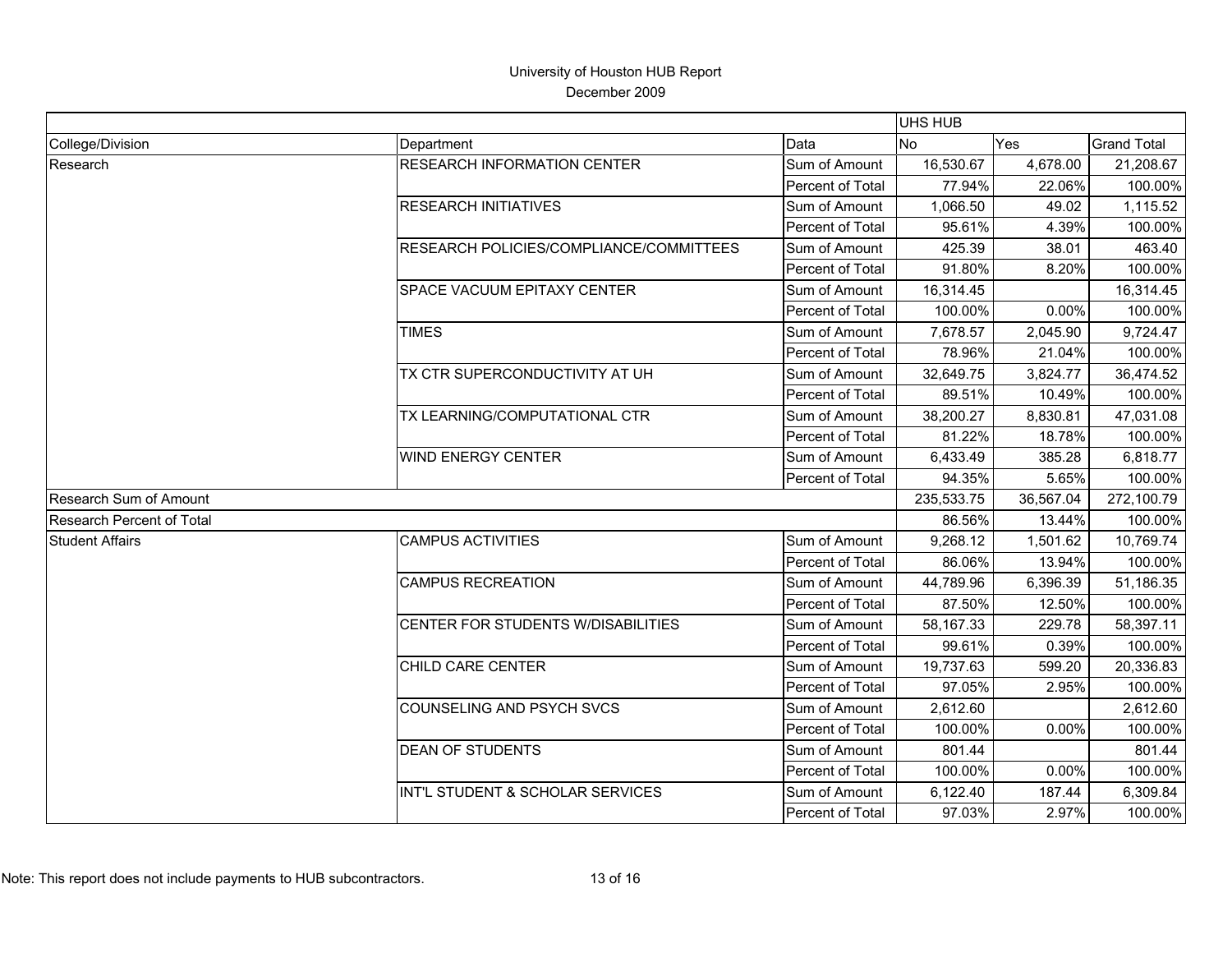# University of Houston HUB Report

December 2009

| | | | UHS HUB | | |
|---|---|---|---|---|---|
| College/Division | Department | Data | No | Yes | Grand Total |
| Research | RESEARCH INFORMATION CENTER | Sum of Amount | 16,530.67 | 4,678.00 | 21,208.67 |
| | | Percent of Total | 77.94% | 22.06% | 100.00% |
| | RESEARCH INITIATIVES | Sum of Amount | 1,066.50 | 49.02 | 1,115.52 |
| | | Percent of Total | 95.61% | 4.39% | 100.00% |
| | RESEARCH POLICIES/COMPLIANCE/COMMITTEES | Sum of Amount | 425.39 | 38.01 | 463.40 |
| | | Percent of Total | 91.80% | 8.20% | 100.00% |
| | SPACE VACUUM EPITAXY CENTER | Sum of Amount | 16,314.45 | | 16,314.45 |
| | | Percent of Total | 100.00% | 0.00% | 100.00% |
| | TIMES | Sum of Amount | 7,678.57 | 2,045.90 | 9,724.47 |
| | | Percent of Total | 78.96% | 21.04% | 100.00% |
| | TX CTR SUPERCONDUCTIVITY AT UH | Sum of Amount | 32,649.75 | 3,824.77 | 36,474.52 |
| | | Percent of Total | 89.51% | 10.49% | 100.00% |
| | TX LEARNING/COMPUTATIONAL CTR | Sum of Amount | 38,200.27 | 8,830.81 | 47,031.08 |
| | | Percent of Total | 81.22% | 18.78% | 100.00% |
| | WIND ENERGY CENTER | Sum of Amount | 6,433.49 | 385.28 | 6,818.77 |
| | | Percent of Total | 94.35% | 5.65% | 100.00% |
| Research Sum of Amount | | | 235,533.75 | 36,567.04 | 272,100.79 |
| Research Percent of Total | | | 86.56% | 13.44% | 100.00% |
| Student Affairs | CAMPUS ACTIVITIES | Sum of Amount | 9,268.12 | 1,501.62 | 10,769.74 |
| | | Percent of Total | 86.06% | 13.94% | 100.00% |
| | CAMPUS RECREATION | Sum of Amount | 44,789.96 | 6,396.39 | 51,186.35 |
| | | Percent of Total | 87.50% | 12.50% | 100.00% |
| | CENTER FOR STUDENTS W/DISABILITIES | Sum of Amount | 58,167.33 | 229.78 | 58,397.11 |
| | | Percent of Total | 99.61% | 0.39% | 100.00% |
| | CHILD CARE CENTER | Sum of Amount | 19,737.63 | 599.20 | 20,336.83 |
| | | Percent of Total | 97.05% | 2.95% | 100.00% |
| | COUNSELING AND PSYCH SVCS | Sum of Amount | 2,612.60 | | 2,612.60 |
| | | Percent of Total | 100.00% | 0.00% | 100.00% |
| | DEAN OF STUDENTS | Sum of Amount | 801.44 | | 801.44 |
| | | Percent of Total | 100.00% | 0.00% | 100.00% |
| | INT'L STUDENT & SCHOLAR SERVICES | Sum of Amount | 6,122.40 | 187.44 | 6,309.84 |
| | | Percent of Total | 97.03% | 2.97% | 100.00% |

Note: This report does not include payments to HUB subcontractors.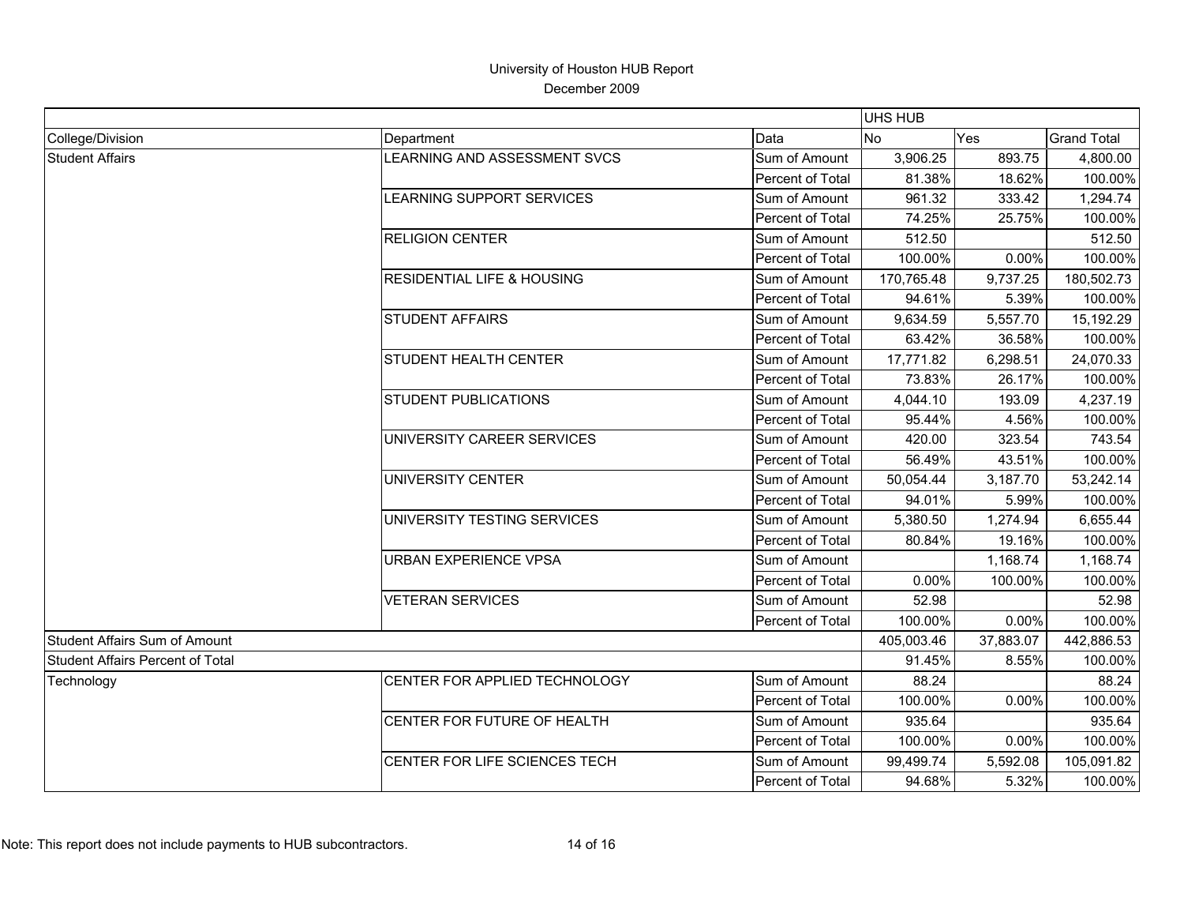# University of Houston HUB Report

December 2009

| | | | UHS HUB | | |
|---|---|---|---|---|---|
| College/Division | Department | Data | No | Yes | Grand Total |
| Student Affairs | LEARNING AND ASSESSMENT SVCS | Sum of Amount | 3,906.25 | 893.75 | 4,800.00 |
| | | Percent of Total | 81.38% | 18.62% | 100.00% |
| | LEARNING SUPPORT SERVICES | Sum of Amount | 961.32 | 333.42 | 1,294.74 |
| | | Percent of Total | 74.25% | 25.75% | 100.00% |
| | RELIGION CENTER | Sum of Amount | 512.50 | | 512.50 |
| | | Percent of Total | 100.00% | 0.00% | 100.00% |
| | RESIDENTIAL LIFE & HOUSING | Sum of Amount | 170,765.48 | 9,737.25 | 180,502.73 |
| | | Percent of Total | 94.61% | 5.39% | 100.00% |
| | STUDENT AFFAIRS | Sum of Amount | 9,634.59 | 5,557.70 | 15,192.29 |
| | | Percent of Total | 63.42% | 36.58% | 100.00% |
| | STUDENT HEALTH CENTER | Sum of Amount | 17,771.82 | 6,298.51 | 24,070.33 |
| | | Percent of Total | 73.83% | 26.17% | 100.00% |
| | STUDENT PUBLICATIONS | Sum of Amount | 4,044.10 | 193.09 | 4,237.19 |
| | | Percent of Total | 95.44% | 4.56% | 100.00% |
| | UNIVERSITY CAREER SERVICES | Sum of Amount | 420.00 | 323.54 | 743.54 |
| | | Percent of Total | 56.49% | 43.51% | 100.00% |
| | UNIVERSITY CENTER | Sum of Amount | 50,054.44 | 3,187.70 | 53,242.14 |
| | | Percent of Total | 94.01% | 5.99% | 100.00% |
| | UNIVERSITY TESTING SERVICES | Sum of Amount | 5,380.50 | 1,274.94 | 6,655.44 |
| | | Percent of Total | 80.84% | 19.16% | 100.00% |
| | URBAN EXPERIENCE VPSA | Sum of Amount | | 1,168.74 | 1,168.74 |
| | | Percent of Total | 0.00% | 100.00% | 100.00% |
| | VETERAN SERVICES | Sum of Amount | 52.98 | | 52.98 |
| | | Percent of Total | 100.00% | 0.00% | 100.00% |
| Student Affairs Sum of Amount | | | 405,003.46 | 37,883.07 | 442,886.53 |
| Student Affairs Percent of Total | | | 91.45% | 8.55% | 100.00% |
| Technology | CENTER FOR APPLIED TECHNOLOGY | Sum of Amount | 88.24 | | 88.24 |
| | | Percent of Total | 100.00% | 0.00% | 100.00% |
| | CENTER FOR FUTURE OF HEALTH | Sum of Amount | 935.64 | | 935.64 |
| | | Percent of Total | 100.00% | 0.00% | 100.00% |
| | CENTER FOR LIFE SCIENCES TECH | Sum of Amount | 99,499.74 | 5,592.08 | 105,091.82 |
| | | Percent of Total | 94.68% | 5.32% | 100.00% |

Note: This report does not include payments to HUB subcontractors.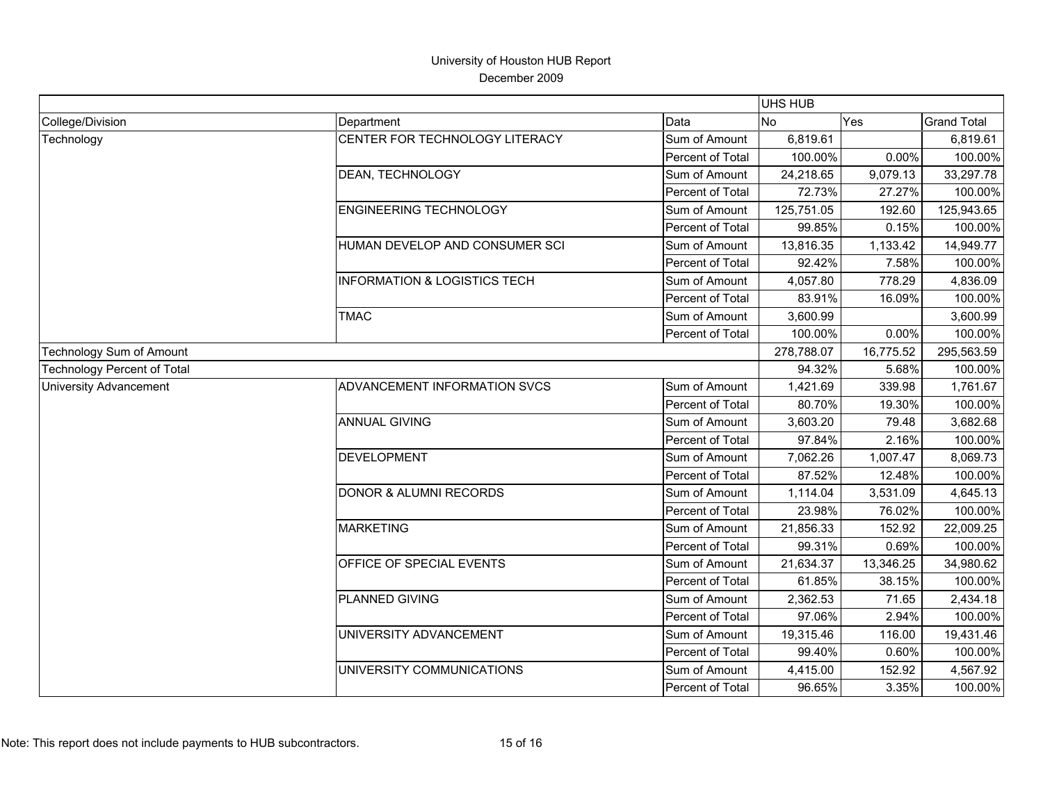University of Houston HUB Report

December 2009

| | | | UHS HUB | | |
|---|---|---|---|---|---|
| College/Division | Department | Data | No | Yes | Grand Total |
| Technology | CENTER FOR TECHNOLOGY LITERACY | Sum of Amount | 6,819.61 | | 6,819.61 |
| | | Percent of Total | 100.00% | 0.00% | 100.00% |
| | DEAN, TECHNOLOGY | Sum of Amount | 24,218.65 | 9,079.13 | 33,297.78 |
| | | Percent of Total | 72.73% | 27.27% | 100.00% |
| | ENGINEERING TECHNOLOGY | Sum of Amount | 125,751.05 | 192.60 | 125,943.65 |
| | | Percent of Total | 99.85% | 0.15% | 100.00% |
| | HUMAN DEVELOP AND CONSUMER SCI | Sum of Amount | 13,816.35 | 1,133.42 | 14,949.77 |
| | | Percent of Total | 92.42% | 7.58% | 100.00% |
| | INFORMATION & LOGISTICS TECH | Sum of Amount | 4,057.80 | 778.29 | 4,836.09 |
| | | Percent of Total | 83.91% | 16.09% | 100.00% |
| | TMAC | Sum of Amount | 3,600.99 | | 3,600.99 |
| | | Percent of Total | 100.00% | 0.00% | 100.00% |
| Technology Sum of Amount | | | 278,788.07 | 16,775.52 | 295,563.59 |
| Technology Percent of Total | | | 94.32% | 5.68% | 100.00% |
| University Advancement | ADVANCEMENT INFORMATION SVCS | Sum of Amount | 1,421.69 | 339.98 | 1,761.67 |
| | | Percent of Total | 80.70% | 19.30% | 100.00% |
| | ANNUAL GIVING | Sum of Amount | 3,603.20 | 79.48 | 3,682.68 |
| | | Percent of Total | 97.84% | 2.16% | 100.00% |
| | DEVELOPMENT | Sum of Amount | 7,062.26 | 1,007.47 | 8,069.73 |
| | | Percent of Total | 87.52% | 12.48% | 100.00% |
| | DONOR & ALUMNI RECORDS | Sum of Amount | 1,114.04 | 3,531.09 | 4,645.13 |
| | | Percent of Total | 23.98% | 76.02% | 100.00% |
| | MARKETING | Sum of Amount | 21,856.33 | 152.92 | 22,009.25 |
| | | Percent of Total | 99.31% | 0.69% | 100.00% |
| | OFFICE OF SPECIAL EVENTS | Sum of Amount | 21,634.37 | 13,346.25 | 34,980.62 |
| | | Percent of Total | 61.85% | 38.15% | 100.00% |
| | PLANNED GIVING | Sum of Amount | 2,362.53 | 71.65 | 2,434.18 |
| | | Percent of Total | 97.06% | 2.94% | 100.00% |
| | UNIVERSITY ADVANCEMENT | Sum of Amount | 19,315.46 | 116.00 | 19,431.46 |
| | | Percent of Total | 99.40% | 0.60% | 100.00% |
| | UNIVERSITY COMMUNICATIONS | Sum of Amount | 4,415.00 | 152.92 | 4,567.92 |
| | | Percent of Total | 96.65% | 3.35% | 100.00% |

Note: This report does not include payments to HUB subcontractors.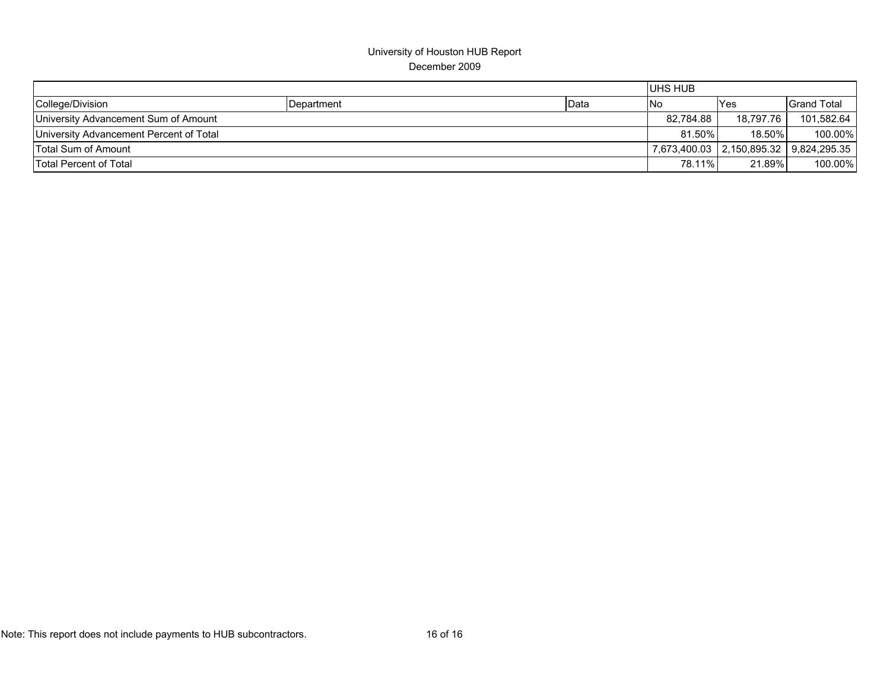# University of Houston HUB Report
December 2009

| | | | UHS HUB | | |
|---|---|---|---|---|---|
| College/Division | Department | Data | No | Yes | Grand Total |
| University Advancement Sum of Amount | | | 82,784.88 | 18,797.76 | 101,582.64 |
| University Advancement Percent of Total | | | 81.50% | 18.50% | 100.00% |
| Total Sum of Amount | | | 7,673,400.03 | 2,150,895.32 | 9,824,295.35 |
| Total Percent of Total | | | 78.11% | 21.89% | 100.00% |

Note: This report does not include payments to HUB subcontractors.